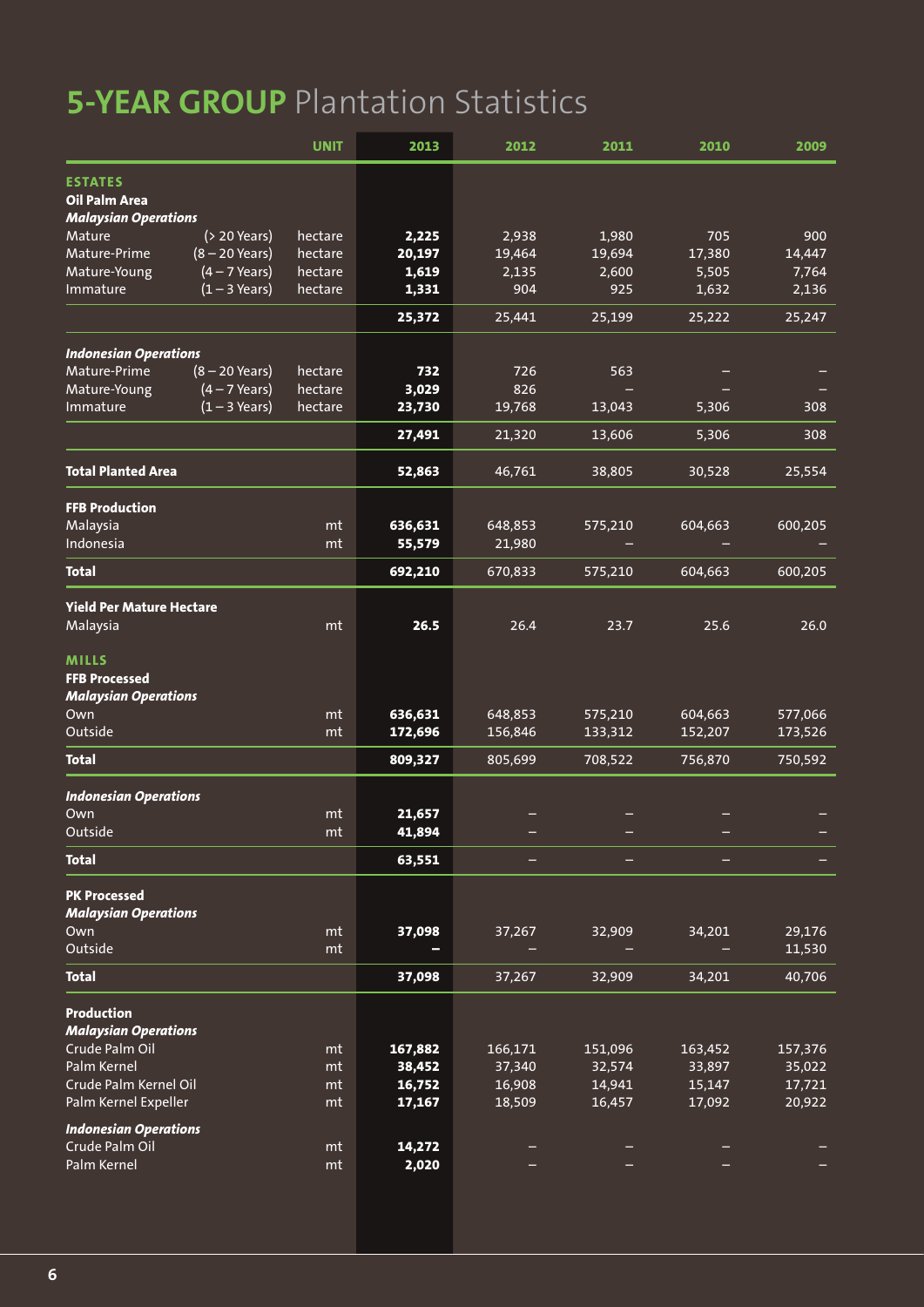# **5-YEAR GROUP** Plantation Statistics

| | | UNIT | 2013 | 2012 | 2011 | 2010 | 2009 |
|---|---|---|---|---|---|---|---|
| **ESTATES** | | | | | | | |
| **Oil Palm Area** | | | | | | | |
| ***Malaysian Operations*** | | | | | | | |
| Mature | (> 20 Years) | hectare | **2,225** | 2,938 | 1,980 | 705 | 900 |
| Mature-Prime | (8 – 20 Years) | hectare | **20,197** | 19,464 | 19,694 | 17,380 | 14,447 |
| Mature-Young | (4 – 7 Years) | hectare | **1,619** | 2,135 | 2,600 | 5,505 | 7,764 |
| Immature | (1 – 3 Years) | hectare | **1,331** | 904 | 925 | 1,632 | 2,136 |
| | | | **25,372** | 25,441 | 25,199 | 25,222 | 25,247 |
| ***Indonesian Operations*** | | | | | | | |
| Mature-Prime | (8 – 20 Years) | hectare | **732** | 726 | 563 | – | – |
| Mature-Young | (4 – 7 Years) | hectare | **3,029** | 826 | – | – | – |
| Immature | (1 – 3 Years) | hectare | **23,730** | 19,768 | 13,043 | 5,306 | 308 |
| | | | **27,491** | 21,320 | 13,606 | 5,306 | 308 |
| **Total Planted Area** | | | **52,863** | 46,761 | 38,805 | 30,528 | 25,554 |
| **FFB Production** | | | | | | | |
| Malaysia | | mt | **636,631** | 648,853 | 575,210 | 604,663 | 600,205 |
| Indonesia | | mt | **55,579** | 21,980 | – | – | – |
| **Total** | | | **692,210** | 670,833 | 575,210 | 604,663 | 600,205 |
| **Yield Per Mature Hectare** | | | | | | | |
| Malaysia | | mt | **26.5** | 26.4 | 23.7 | 25.6 | 26.0 |
| **MILLS** | | | | | | | |
| **FFB Processed** | | | | | | | |
| ***Malaysian Operations*** | | | | | | | |
| Own | | mt | **636,631** | 648,853 | 575,210 | 604,663 | 577,066 |
| Outside | | mt | **172,696** | 156,846 | 133,312 | 152,207 | 173,526 |
| **Total** | | | **809,327** | 805,699 | 708,522 | 756,870 | 750,592 |
| ***Indonesian Operations*** | | | | | | | |
| Own | | mt | **21,657** | – | – | – | – |
| Outside | | mt | **41,894** | – | – | – | – |
| **Total** | | | **63,551** | – | – | – | – |
| **PK Processed** | | | | | | | |
| ***Malaysian Operations*** | | | | | | | |
| Own | | mt | **37,098** | 37,267 | 32,909 | 34,201 | 29,176 |
| Outside | | mt | **–** | – | – | – | 11,530 |
| **Total** | | | **37,098** | 37,267 | 32,909 | 34,201 | 40,706 |
| **Production** | | | | | | | |
| ***Malaysian Operations*** | | | | | | | |
| Crude Palm Oil | | mt | **167,882** | 166,171 | 151,096 | 163,452 | 157,376 |
| Palm Kernel | | mt | **38,452** | 37,340 | 32,574 | 33,897 | 35,022 |
| Crude Palm Kernel Oil | | mt | **16,752** | 16,908 | 14,941 | 15,147 | 17,721 |
| Palm Kernel Expeller | | mt | **17,167** | 18,509 | 16,457 | 17,092 | 20,922 |
| ***Indonesian Operations*** | | | | | | | |
| Crude Palm Oil | | mt | **14,272** | – | – | – | – |
| Palm Kernel | | mt | **2,020** | – | – | – | – |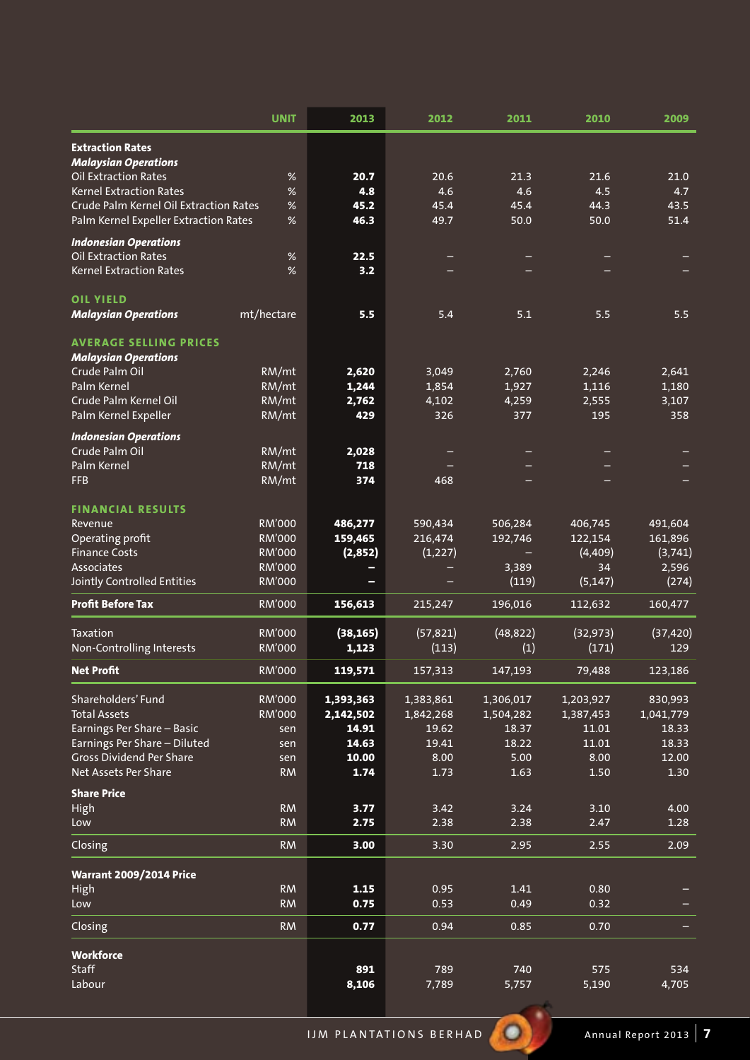| | UNIT | 2013 | 2012 | 2011 | 2010 | 2009 |
|---|---|---|---|---|---|---|
| **Extraction Rates** | | | | | | |
| ***Malaysian Operations*** | | | | | | |
| Oil Extraction Rates | % | **20.7** | 20.6 | 21.3 | 21.6 | 21.0 |
| Kernel Extraction Rates | % | **4.8** | 4.6 | 4.6 | 4.5 | 4.7 |
| Crude Palm Kernel Oil Extraction Rates | % | **45.2** | 45.4 | 45.4 | 44.3 | 43.5 |
| Palm Kernel Expeller Extraction Rates | % | **46.3** | 49.7 | 50.0 | 50.0 | 51.4 |
| ***Indonesian Operations*** | | | | | | |
| Oil Extraction Rates | % | **22.5** | – | – | – | – |
| Kernel Extraction Rates | % | **3.2** | – | – | – | – |
| **OIL YIELD** | | | | | | |
| ***Malaysian Operations*** | mt/hectare | **5.5** | 5.4 | 5.1 | 5.5 | 5.5 |
| **AVERAGE SELLING PRICES** | | | | | | |
| ***Malaysian Operations*** | | | | | | |
| Crude Palm Oil | RM/mt | **2,620** | 3,049 | 2,760 | 2,246 | 2,641 |
| Palm Kernel | RM/mt | **1,244** | 1,854 | 1,927 | 1,116 | 1,180 |
| Crude Palm Kernel Oil | RM/mt | **2,762** | 4,102 | 4,259 | 2,555 | 3,107 |
| Palm Kernel Expeller | RM/mt | **429** | 326 | 377 | 195 | 358 |
| ***Indonesian Operations*** | | | | | | |
| Crude Palm Oil | RM/mt | **2,028** | – | – | – | – |
| Palm Kernel | RM/mt | **718** | – | – | – | – |
| FFB | RM/mt | **374** | 468 | – | – | – |
| **FINANCIAL RESULTS** | | | | | | |
| Revenue | RM'000 | **486,277** | 590,434 | 506,284 | 406,745 | 491,604 |
| Operating profit | RM'000 | **159,465** | 216,474 | 192,746 | 122,154 | 161,896 |
| Finance Costs | RM'000 | **(2,852)** | (1,227) | – | (4,409) | (3,741) |
| Associates | RM'000 | **–** | – | 3,389 | 34 | 2,596 |
| Jointly Controlled Entities | RM'000 | **–** | – | (119) | (5,147) | (274) |
| **Profit Before Tax** | RM'000 | **156,613** | 215,247 | 196,016 | 112,632 | 160,477 |
| Taxation | RM'000 | **(38,165)** | (57,821) | (48,822) | (32,973) | (37,420) |
| Non-Controlling Interests | RM'000 | **1,123** | (113) | (1) | (171) | 129 |
| **Net Profit** | RM'000 | **119,571** | 157,313 | 147,193 | 79,488 | 123,186 |
| Shareholders' Fund | RM'000 | **1,393,363** | 1,383,861 | 1,306,017 | 1,203,927 | 830,993 |
| Total Assets | RM'000 | **2,142,502** | 1,842,268 | 1,504,282 | 1,387,453 | 1,041,779 |
| Earnings Per Share – Basic | sen | **14.91** | 19.62 | 18.37 | 11.01 | 18.33 |
| Earnings Per Share – Diluted | sen | **14.63** | 19.41 | 18.22 | 11.01 | 18.33 |
| Gross Dividend Per Share | sen | **10.00** | 8.00 | 5.00 | 8.00 | 12.00 |
| Net Assets Per Share | RM | **1.74** | 1.73 | 1.63 | 1.50 | 1.30 |
| **Share Price** | | | | | | |
| High | RM | **3.77** | 3.42 | 3.24 | 3.10 | 4.00 |
| Low | RM | **2.75** | 2.38 | 2.38 | 2.47 | 1.28 |
| Closing | RM | **3.00** | 3.30 | 2.95 | 2.55 | 2.09 |
| **Warrant 2009/2014 Price** | | | | | | |
| High | RM | **1.15** | 0.95 | 1.41 | 0.80 | – |
| Low | RM | **0.75** | 0.53 | 0.49 | 0.32 | – |
| Closing | RM | **0.77** | 0.94 | 0.85 | 0.70 | – |
| **Workforce** | | | | | | |
| Staff | | **891** | 789 | 740 | 575 | 534 |
| Labour | | **8,106** | 7,789 | 5,757 | 5,190 | 4,705 |